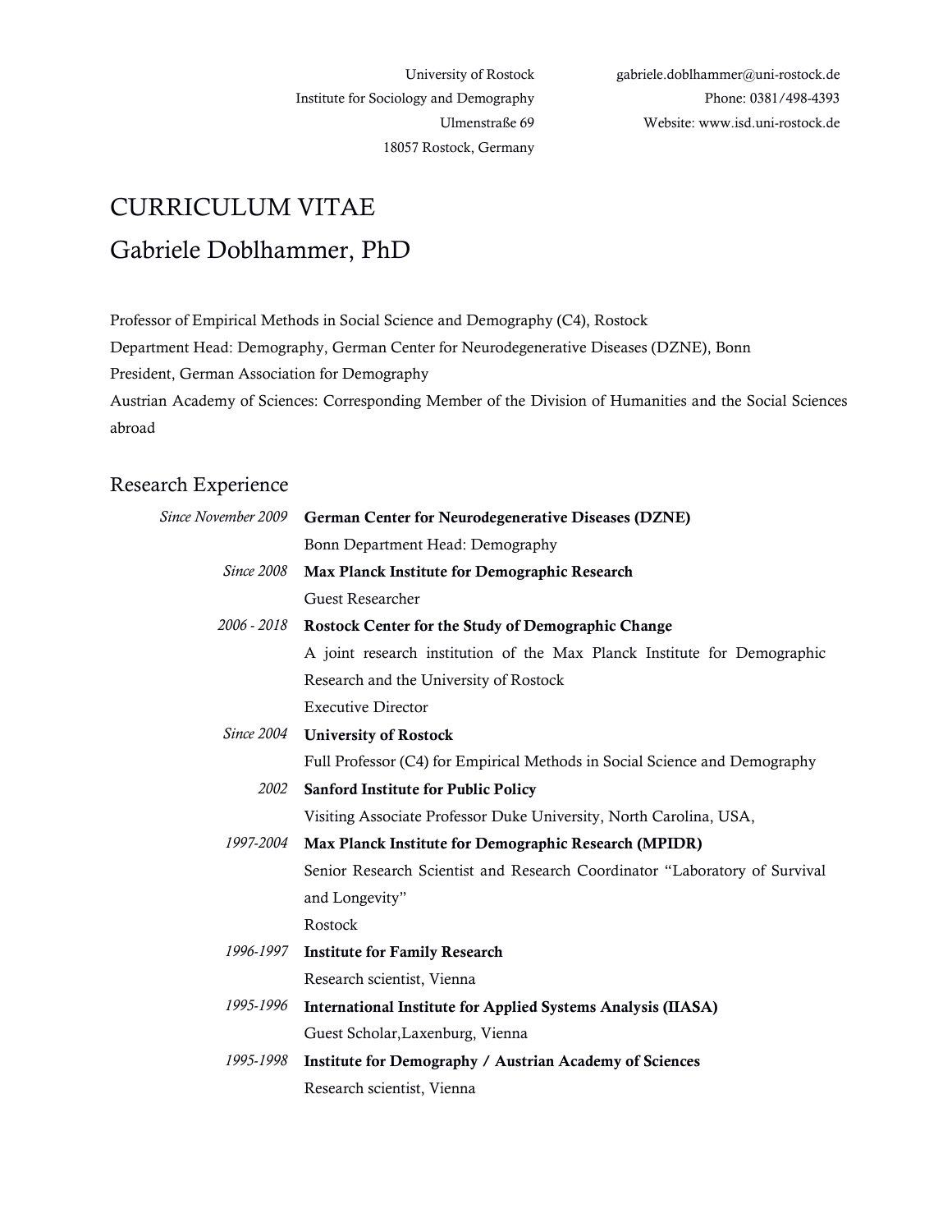University of Rostock
Institute for Sociology and Demography
Ulmenstraße 69
18057 Rostock, Germany

gabriele.doblhammer@uni-rostock.de
Phone: 0381/498-4393
Website: www.isd.uni-rostock.de

# CURRICULUM VITAE

# Gabriele Doblhammer, PhD

Professor of Empirical Methods in Social Science and Demography (C4), Rostock
Department Head: Demography, German Center for Neurodegenerative Diseases (DZNE), Bonn
President, German Association for Demography
Austrian Academy of Sciences: Corresponding Member of the Division of Humanities and the Social Sciences abroad

## Research Experience

*Since November 2009* **German Center for Neurodegenerative Diseases (DZNE)**
Bonn Department Head: Demography

*Since 2008* **Max Planck Institute for Demographic Research**
Guest Researcher

*2006 - 2018* **Rostock Center for the Study of Demographic Change**
A joint research institution of the Max Planck Institute for Demographic Research and the University of Rostock
Executive Director

*Since 2004* **University of Rostock**
Full Professor (C4) for Empirical Methods in Social Science and Demography

*2002* **Sanford Institute for Public Policy**
Visiting Associate Professor Duke University, North Carolina, USA,

*1997-2004* **Max Planck Institute for Demographic Research (MPIDR)**
Senior Research Scientist and Research Coordinator "Laboratory of Survival and Longevity"
Rostock

*1996-1997* **Institute for Family Research**
Research scientist, Vienna

*1995-1996* **International Institute for Applied Systems Analysis (IIASA)**
Guest Scholar,Laxenburg, Vienna

*1995-1998* **Institute for Demography / Austrian Academy of Sciences**
Research scientist, Vienna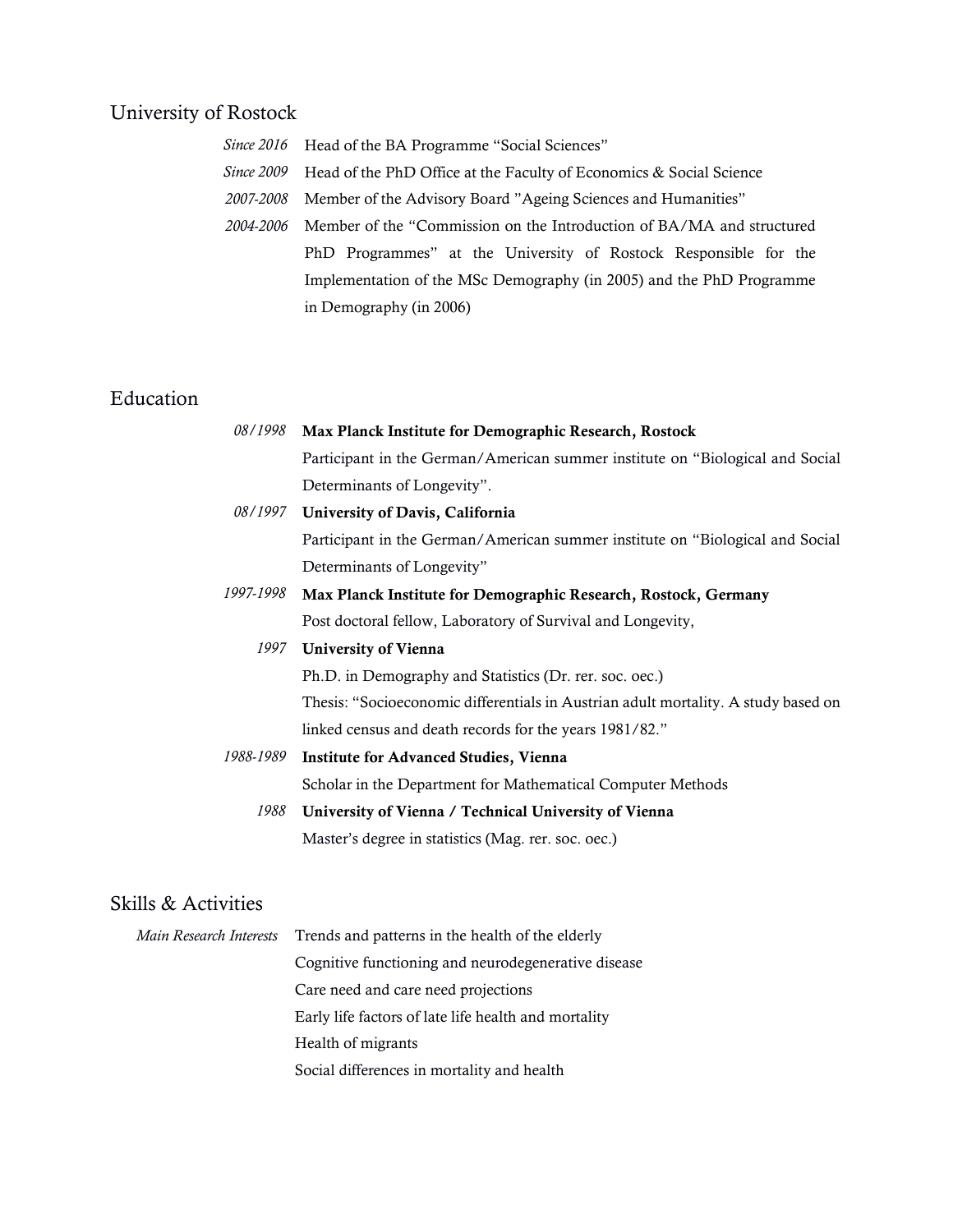## University of Rostock

*Since 2016* Head of the BA Programme "Social Sciences"

*Since 2009* Head of the PhD Office at the Faculty of Economics & Social Science

*2007-2008* Member of the Advisory Board "Ageing Sciences and Humanities"

*2004-2006* Member of the "Commission on the Introduction of BA/MA and structured PhD Programmes" at the University of Rostock Responsible for the Implementation of the MSc Demography (in 2005) and the PhD Programme in Demography (in 2006)

## Education

*08/1998* **Max Planck Institute for Demographic Research, Rostock**
Participant in the German/American summer institute on "Biological and Social Determinants of Longevity".

*08/1997* **University of Davis, California**
Participant in the German/American summer institute on "Biological and Social Determinants of Longevity"

*1997-1998* **Max Planck Institute for Demographic Research, Rostock, Germany**
Post doctoral fellow, Laboratory of Survival and Longevity,

*1997* **University of Vienna**
Ph.D. in Demography and Statistics (Dr. rer. soc. oec.)
Thesis: "Socioeconomic differentials in Austrian adult mortality. A study based on linked census and death records for the years 1981/82."

*1988-1989* **Institute for Advanced Studies, Vienna**
Scholar in the Department for Mathematical Computer Methods

*1988* **University of Vienna / Technical University of Vienna**
Master's degree in statistics (Mag. rer. soc. oec.)

## Skills & Activities

*Main Research Interests*

- Trends and patterns in the health of the elderly
- Cognitive functioning and neurodegenerative disease
- Care need and care need projections
- Early life factors of late life health and mortality
- Health of migrants
- Social differences in mortality and health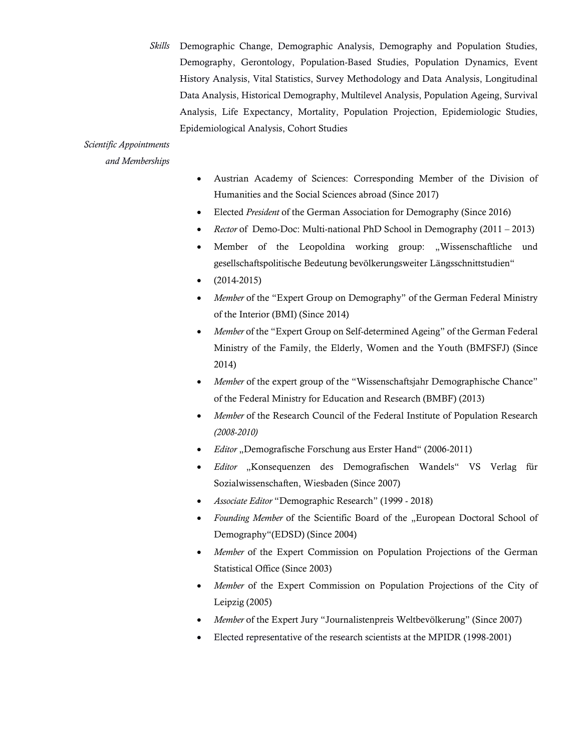*Skills* Demographic Change, Demographic Analysis, Demography and Population Studies, Demography, Gerontology, Population-Based Studies, Population Dynamics, Event History Analysis, Vital Statistics, Survey Methodology and Data Analysis, Longitudinal Data Analysis, Historical Demography, Multilevel Analysis, Population Ageing, Survival Analysis, Life Expectancy, Mortality, Population Projection, Epidemiologic Studies, Epidemiological Analysis, Cohort Studies

*Scientific Appointments and Memberships*

- Austrian Academy of Sciences: Corresponding Member of the Division of Humanities and the Social Sciences abroad (Since 2017)
- Elected *President* of the German Association for Demography (Since 2016)
- *Rector* of Demo-Doc: Multi-national PhD School in Demography (2011 – 2013)
- Member of the Leopoldina working group: „Wissenschaftliche und gesellschaftspolitische Bedeutung bevölkerungsweiter Längsschnittstudien“
- (2014-2015)
- *Member* of the “Expert Group on Demography” of the German Federal Ministry of the Interior (BMI) (Since 2014)
- *Member* of the “Expert Group on Self-determined Ageing” of the German Federal Ministry of the Family, the Elderly, Women and the Youth (BMFSFJ) (Since 2014)
- *Member* of the expert group of the “Wissenschaftsjahr Demographische Chance” of the Federal Ministry for Education and Research (BMBF) (2013)
- *Member* of the Research Council of the Federal Institute of Population Research *(2008-2010)*
- *Editor* „Demografische Forschung aus Erster Hand“ (2006-2011)
- *Editor* „Konsequenzen des Demografischen Wandels“ VS Verlag für Sozialwissenschaften, Wiesbaden (Since 2007)
- *Associate Editor* “Demographic Research” (1999 - 2018)
- *Founding Member* of the Scientific Board of the „European Doctoral School of Demography“(EDSD) (Since 2004)
- *Member* of the Expert Commission on Population Projections of the German Statistical Office (Since 2003)
- *Member* of the Expert Commission on Population Projections of the City of Leipzig (2005)
- *Member* of the Expert Jury “Journalistenpreis Weltbevölkerung” (Since 2007)
- Elected representative of the research scientists at the MPIDR (1998-2001)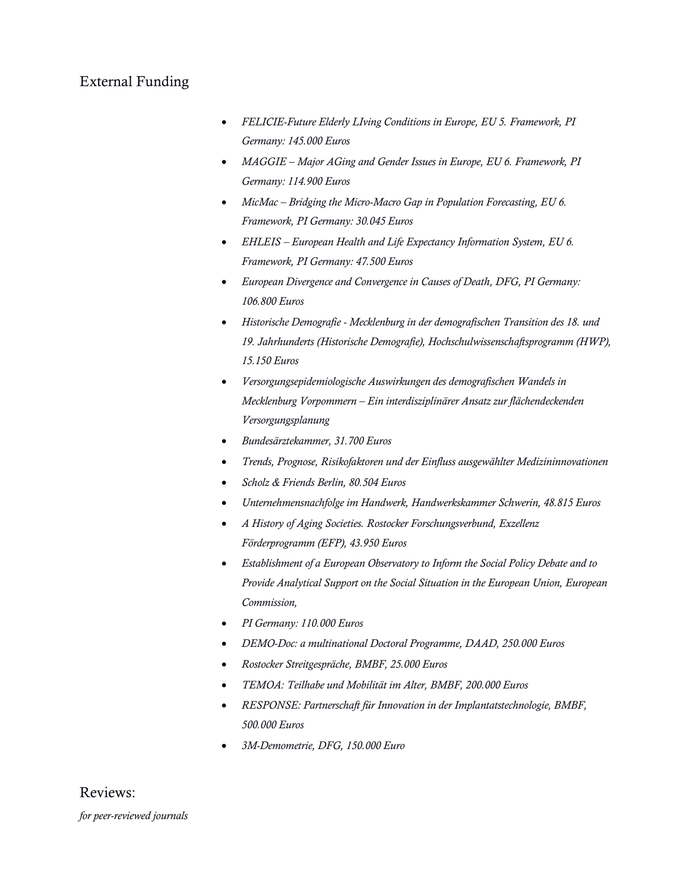## External Funding

- *FELICIE-Future Elderly LIving Conditions in Europe, EU 5. Framework, PI Germany: 145.000 Euros*
- *MAGGIE – Major AGing and Gender Issues in Europe, EU 6. Framework, PI Germany: 114.900 Euros*
- *MicMac – Bridging the Micro-Macro Gap in Population Forecasting, EU 6. Framework, PI Germany: 30.045 Euros*
- *EHLEIS – European Health and Life Expectancy Information System, EU 6. Framework, PI Germany: 47.500 Euros*
- *European Divergence and Convergence in Causes of Death, DFG, PI Germany: 106.800 Euros*
- *Historische Demografie - Mecklenburg in der demografischen Transition des 18. und 19. Jahrhunderts (Historische Demografie), Hochschulwissenschaftsprogramm (HWP), 15.150 Euros*
- *Versorgungsepidemiologische Auswirkungen des demografischen Wandels in Mecklenburg Vorpommern – Ein interdisziplinärer Ansatz zur flächendeckenden Versorgungsplanung*
- *Bundesärztekammer, 31.700 Euros*
- *Trends, Prognose, Risikofaktoren und der Einfluss ausgewählter Medizininnovationen*
- *Scholz & Friends Berlin, 80.504 Euros*
- *Unternehmensnachfolge im Handwerk, Handwerkskammer Schwerin, 48.815 Euros*
- *A History of Aging Societies. Rostocker Forschungsverbund, Exzellenz Förderprogramm (EFP), 43.950 Euros*
- *Establishment of a European Observatory to Inform the Social Policy Debate and to Provide Analytical Support on the Social Situation in the European Union, European Commission,*
- *PI Germany: 110.000 Euros*
- *DEMO-Doc: a multinational Doctoral Programme, DAAD, 250.000 Euros*
- *Rostocker Streitgespräche, BMBF, 25.000 Euros*
- *TEMOA: Teilhabe und Mobilität im Alter, BMBF, 200.000 Euros*
- *RESPONSE: Partnerschaft für Innovation in der Implantatstechnologie, BMBF, 500.000 Euros*
- *3M-Demometrie, DFG, 150.000 Euro*

## Reviews:

*for peer-reviewed journals*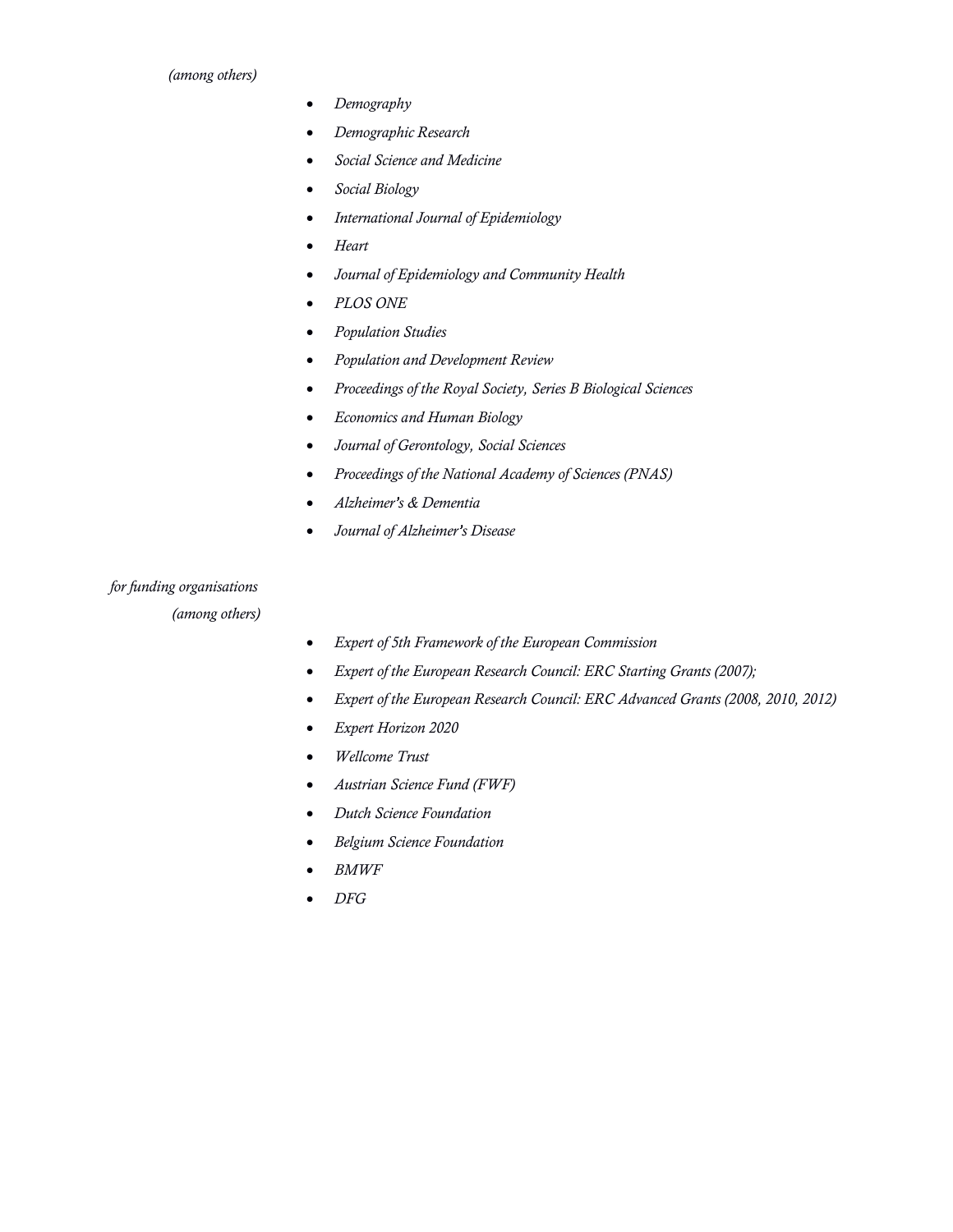*(among others)*

- *Demography*
- *Demographic Research*
- *Social Science and Medicine*
- *Social Biology*
- *International Journal of Epidemiology*
- *Heart*
- *Journal of Epidemiology and Community Health*
- *PLOS ONE*
- *Population Studies*
- *Population and Development Review*
- *Proceedings of the Royal Society, Series B Biological Sciences*
- *Economics and Human Biology*
- *Journal of Gerontology, Social Sciences*
- *Proceedings of the National Academy of Sciences (PNAS)*
- *Alzheimer's & Dementia*
- *Journal of Alzheimer's Disease*

*for funding organisations*
*(among others)*

- *Expert of 5th Framework of the European Commission*
- *Expert of the European Research Council: ERC Starting Grants (2007);*
- *Expert of the European Research Council: ERC Advanced Grants (2008, 2010, 2012)*
- *Expert Horizon 2020*
- *Wellcome Trust*
- *Austrian Science Fund (FWF)*
- *Dutch Science Foundation*
- *Belgium Science Foundation*
- *BMWF*
- *DFG*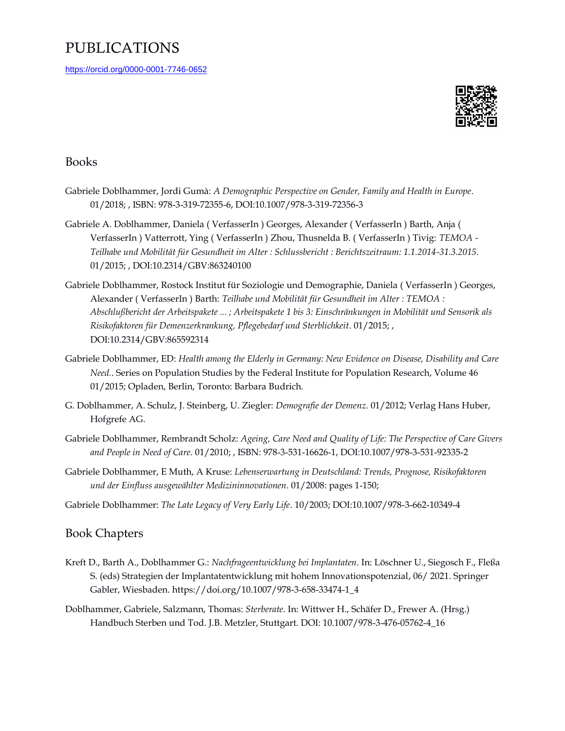# PUBLICATIONS

https://orcid.org/0000-0001-7746-0652

## Books

Gabriele Doblhammer, Jordi Gumà: *A Demographic Perspective on Gender, Family and Health in Europe*. 01/2018; , ISBN: 978-3-319-72355-6, DOI:10.1007/978-3-319-72356-3

Gabriele A. Doblhammer, Daniela ( VerfasserIn ) Georges, Alexander ( VerfasserIn ) Barth, Anja ( VerfasserIn ) Vatterrott, Ying ( VerfasserIn ) Zhou, Thusnelda B. ( VerfasserIn ) Tivig: *TEMOA - Teilhabe und Mobilität für Gesundheit im Alter : Schlussbericht : Berichtszeitraum: 1.1.2014-31.3.2015*. 01/2015; , DOI:10.2314/GBV:863240100

Gabriele Doblhammer, Rostock Institut für Soziologie und Demographie, Daniela ( VerfasserIn ) Georges, Alexander ( VerfasserIn ) Barth: *Teilhabe und Mobilität für Gesundheit im Alter : TEMOA : Abschlußbericht der Arbeitspakete ... ; Arbeitspakete 1 bis 3: Einschränkungen in Mobilität und Sensorik als Risikofaktoren für Demenzerkrankung, Pflegebedarf und Sterblichkeit*. 01/2015; , DOI:10.2314/GBV:865592314

Gabriele Doblhammer, ED: *Health among the Elderly in Germany: New Evidence on Disease, Disability and Care Need.*. Series on Population Studies by the Federal Institute for Population Research, Volume 46 01/2015; Opladen, Berlin, Toronto: Barbara Budrich.

G. Doblhammer, A. Schulz, J. Steinberg, U. Ziegler: *Demografie der Demenz*. 01/2012; Verlag Hans Huber, Hofgrefe AG.

Gabriele Doblhammer, Rembrandt Scholz: *Ageing, Care Need and Quality of Life: The Perspective of Care Givers and People in Need of Care*. 01/2010; , ISBN: 978-3-531-16626-1, DOI:10.1007/978-3-531-92335-2

Gabriele Doblhammer, E Muth, A Kruse: *Lebenserwartung in Deutschland: Trends, Prognose, Risikofaktoren und der Einfluss ausgewählter Medizininnovationen*. 01/2008: pages 1-150;

Gabriele Doblhammer: *The Late Legacy of Very Early Life*. 10/2003; DOI:10.1007/978-3-662-10349-4

## Book Chapters

Kreft D., Barth A., Doblhammer G.: *Nachfrageentwicklung bei Implantaten*. In: Löschner U., Siegosch F., Fleßa S. (eds) Strategien der Implantatentwicklung mit hohem Innovationspotenzial, 06/ 2021. Springer Gabler, Wiesbaden. https://doi.org/10.1007/978-3-658-33474-1_4

Doblhammer, Gabriele, Salzmann, Thomas: *Sterberate*. In: Wittwer H., Schäfer D., Frewer A. (Hrsg.) Handbuch Sterben und Tod. J.B. Metzler, Stuttgart. DOI: 10.1007/978-3-476-05762-4_16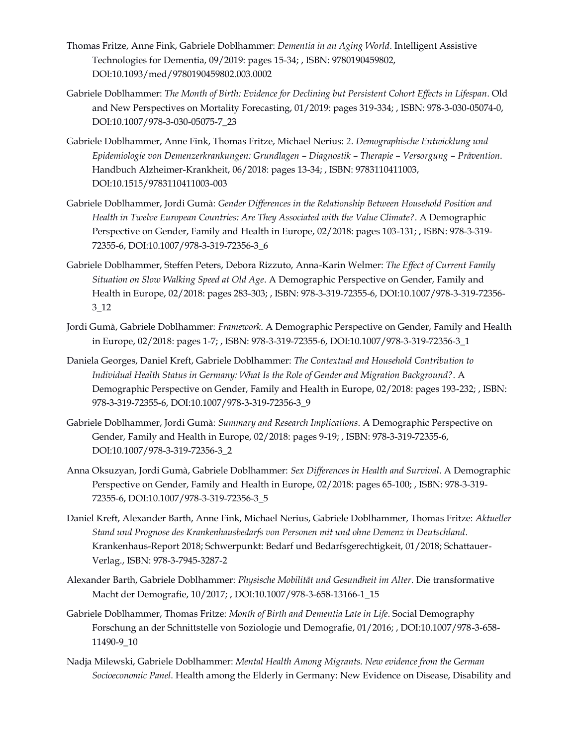Thomas Fritze, Anne Fink, Gabriele Doblhammer: *Dementia in an Aging World*. Intelligent Assistive Technologies for Dementia, 09/2019: pages 15-34; , ISBN: 9780190459802, DOI:10.1093/med/9780190459802.003.0002

Gabriele Doblhammer: *The Month of Birth: Evidence for Declining but Persistent Cohort Effects in Lifespan*. Old and New Perspectives on Mortality Forecasting, 01/2019: pages 319-334; , ISBN: 978-3-030-05074-0, DOI:10.1007/978-3-030-05075-7_23

Gabriele Doblhammer, Anne Fink, Thomas Fritze, Michael Nerius: *2. Demographische Entwicklung und Epidemiologie von Demenzerkrankungen: Grundlagen – Diagnostik – Therapie – Versorgung – Prävention*. Handbuch Alzheimer-Krankheit, 06/2018: pages 13-34; , ISBN: 9783110411003, DOI:10.1515/9783110411003-003

Gabriele Doblhammer, Jordi Gumà: *Gender Differences in the Relationship Between Household Position and Health in Twelve European Countries: Are They Associated with the Value Climate?*. A Demographic Perspective on Gender, Family and Health in Europe, 02/2018: pages 103-131; , ISBN: 978-3-319-72355-6, DOI:10.1007/978-3-319-72356-3_6

Gabriele Doblhammer, Steffen Peters, Debora Rizzuto, Anna-Karin Welmer: *The Effect of Current Family Situation on Slow Walking Speed at Old Age*. A Demographic Perspective on Gender, Family and Health in Europe, 02/2018: pages 283-303; , ISBN: 978-3-319-72355-6, DOI:10.1007/978-3-319-72356-3_12

Jordi Gumà, Gabriele Doblhammer: *Framework*. A Demographic Perspective on Gender, Family and Health in Europe, 02/2018: pages 1-7; , ISBN: 978-3-319-72355-6, DOI:10.1007/978-3-319-72356-3_1

Daniela Georges, Daniel Kreft, Gabriele Doblhammer: *The Contextual and Household Contribution to Individual Health Status in Germany: What Is the Role of Gender and Migration Background?*. A Demographic Perspective on Gender, Family and Health in Europe, 02/2018: pages 193-232; , ISBN: 978-3-319-72355-6, DOI:10.1007/978-3-319-72356-3_9

Gabriele Doblhammer, Jordi Gumà: *Summary and Research Implications*. A Demographic Perspective on Gender, Family and Health in Europe, 02/2018: pages 9-19; , ISBN: 978-3-319-72355-6, DOI:10.1007/978-3-319-72356-3_2

Anna Oksuzyan, Jordi Gumà, Gabriele Doblhammer: *Sex Differences in Health and Survival*. A Demographic Perspective on Gender, Family and Health in Europe, 02/2018: pages 65-100; , ISBN: 978-3-319-72355-6, DOI:10.1007/978-3-319-72356-3_5

Daniel Kreft, Alexander Barth, Anne Fink, Michael Nerius, Gabriele Doblhammer, Thomas Fritze: *Aktueller Stand und Prognose des Krankenhausbedarfs von Personen mit und ohne Demenz in Deutschland*. Krankenhaus-Report 2018; Schwerpunkt: Bedarf und Bedarfsgerechtigkeit, 01/2018; Schattauer-Verlag., ISBN: 978-3-7945-3287-2

Alexander Barth, Gabriele Doblhammer: *Physische Mobilität und Gesundheit im Alter*. Die transformative Macht der Demografie, 10/2017; , DOI:10.1007/978-3-658-13166-1_15

Gabriele Doblhammer, Thomas Fritze: *Month of Birth and Dementia Late in Life*. Social Demography Forschung an der Schnittstelle von Soziologie und Demografie, 01/2016; , DOI:10.1007/978-3-658-11490-9_10

Nadja Milewski, Gabriele Doblhammer: *Mental Health Among Migrants. New evidence from the German Socioeconomic Panel*. Health among the Elderly in Germany: New Evidence on Disease, Disability and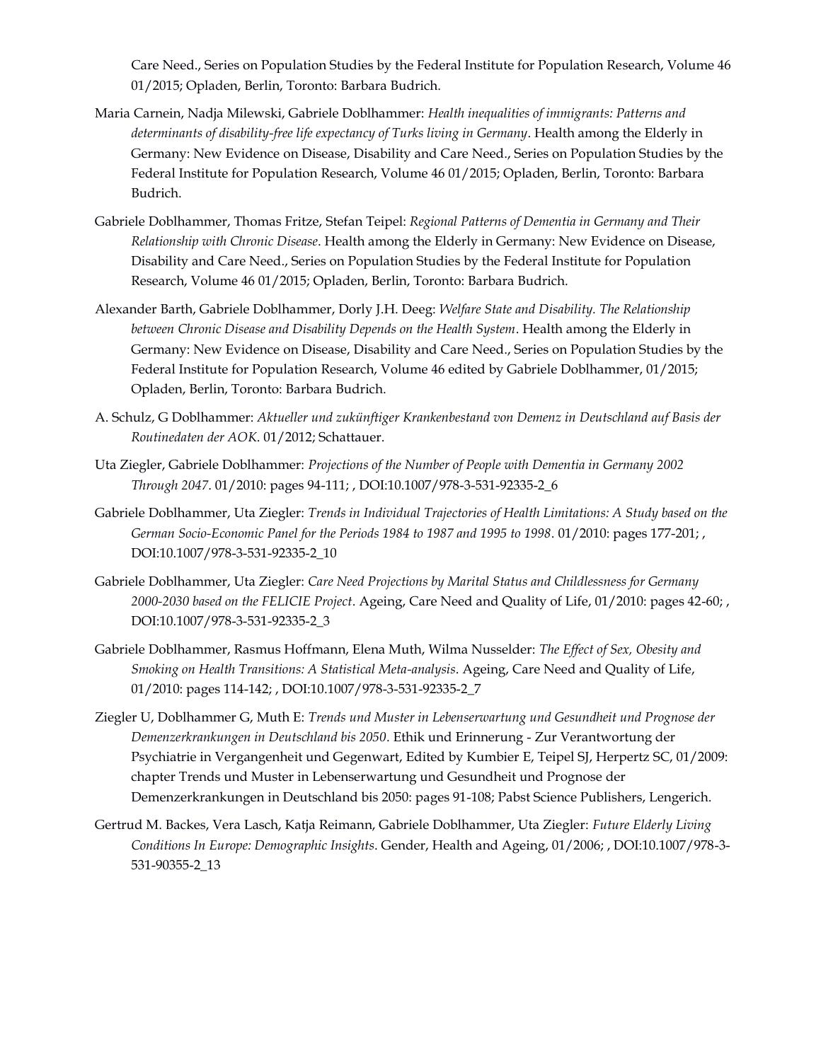Care Need., Series on Population Studies by the Federal Institute for Population Research, Volume 46 01/2015; Opladen, Berlin, Toronto: Barbara Budrich.

Maria Carnein, Nadja Milewski, Gabriele Doblhammer: *Health inequalities of immigrants: Patterns and determinants of disability-free life expectancy of Turks living in Germany*. Health among the Elderly in Germany: New Evidence on Disease, Disability and Care Need., Series on Population Studies by the Federal Institute for Population Research, Volume 46 01/2015; Opladen, Berlin, Toronto: Barbara Budrich.

Gabriele Doblhammer, Thomas Fritze, Stefan Teipel: *Regional Patterns of Dementia in Germany and Their Relationship with Chronic Disease*. Health among the Elderly in Germany: New Evidence on Disease, Disability and Care Need., Series on Population Studies by the Federal Institute for Population Research, Volume 46 01/2015; Opladen, Berlin, Toronto: Barbara Budrich.

Alexander Barth, Gabriele Doblhammer, Dorly J.H. Deeg: *Welfare State and Disability. The Relationship between Chronic Disease and Disability Depends on the Health System*. Health among the Elderly in Germany: New Evidence on Disease, Disability and Care Need., Series on Population Studies by the Federal Institute for Population Research, Volume 46 edited by Gabriele Doblhammer, 01/2015; Opladen, Berlin, Toronto: Barbara Budrich.

A. Schulz, G Doblhammer: *Aktueller und zukünftiger Krankenbestand von Demenz in Deutschland auf Basis der Routinedaten der AOK*. 01/2012; Schattauer.

Uta Ziegler, Gabriele Doblhammer: *Projections of the Number of People with Dementia in Germany 2002 Through 2047*. 01/2010: pages 94-111; , DOI:10.1007/978-3-531-92335-2_6

Gabriele Doblhammer, Uta Ziegler: *Trends in Individual Trajectories of Health Limitations: A Study based on the German Socio-Economic Panel for the Periods 1984 to 1987 and 1995 to 1998*. 01/2010: pages 177-201; , DOI:10.1007/978-3-531-92335-2_10

Gabriele Doblhammer, Uta Ziegler: *Care Need Projections by Marital Status and Childlessness for Germany 2000-2030 based on the FELICIE Project*. Ageing, Care Need and Quality of Life, 01/2010: pages 42-60; , DOI:10.1007/978-3-531-92335-2_3

Gabriele Doblhammer, Rasmus Hoffmann, Elena Muth, Wilma Nusselder: *The Effect of Sex, Obesity and Smoking on Health Transitions: A Statistical Meta-analysis*. Ageing, Care Need and Quality of Life, 01/2010: pages 114-142; , DOI:10.1007/978-3-531-92335-2_7

Ziegler U, Doblhammer G, Muth E: *Trends und Muster in Lebenserwartung und Gesundheit und Prognose der Demenzerkrankungen in Deutschland bis 2050*. Ethik und Erinnerung - Zur Verantwortung der Psychiatrie in Vergangenheit und Gegenwart, Edited by Kumbier E, Teipel SJ, Herpertz SC, 01/2009: chapter Trends und Muster in Lebenserwartung und Gesundheit und Prognose der Demenzerkrankungen in Deutschland bis 2050: pages 91-108; Pabst Science Publishers, Lengerich.

Gertrud M. Backes, Vera Lasch, Katja Reimann, Gabriele Doblhammer, Uta Ziegler: *Future Elderly Living Conditions In Europe: Demographic Insights*. Gender, Health and Ageing, 01/2006; , DOI:10.1007/978-3-531-90355-2_13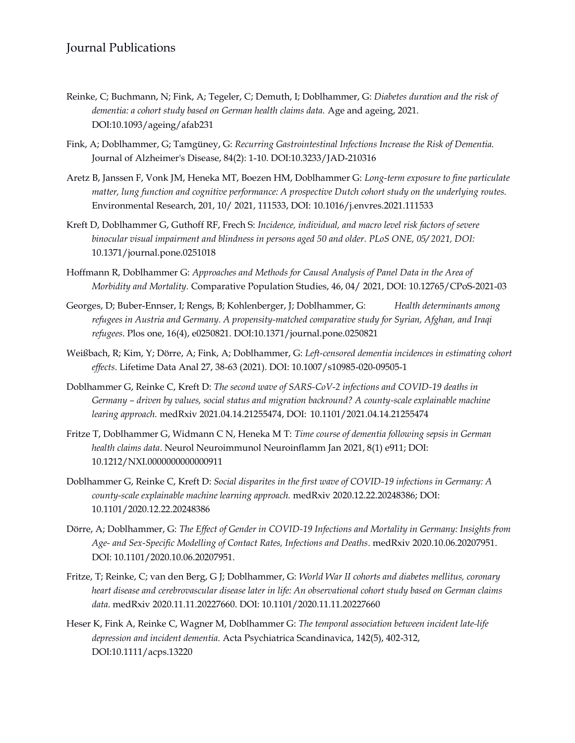## Journal Publications

Reinke, C; Buchmann, N; Fink, A; Tegeler, C; Demuth, I; Doblhammer, G: *Diabetes duration and the risk of dementia: a cohort study based on German health claims data.* Age and ageing, 2021. DOI:10.1093/ageing/afab231

Fink, A; Doblhammer, G; Tamgüney, G: *Recurring Gastrointestinal Infections Increase the Risk of Dementia.* Journal of Alzheimer's Disease, 84(2): 1-10. DOI:10.3233/JAD-210316

Aretz B, Janssen F, Vonk JM, Heneka MT, Boezen HM, Doblhammer G: *Long-term exposure to fine particulate matter, lung function and cognitive performance: A prospective Dutch cohort study on the underlying routes.* Environmental Research, 201, 10/ 2021, 111533, DOI: 10.1016/j.envres.2021.111533

Kreft D, Doblhammer G, Guthoff RF, Frech S: *Incidence, individual, and macro level risk factors of severe binocular visual impairment and blindness in persons aged 50 and older. PLoS ONE, 05/ 2021, DOI:* 10.1371/journal.pone.0251018

Hoffmann R, Doblhammer G: *Approaches and Methods for Causal Analysis of Panel Data in the Area of Morbidity and Mortality.* Comparative Population Studies, 46, 04/ 2021, DOI: 10.12765/CPoS-2021-03

Georges, D; Buber-Ennser, I; Rengs, B; Kohlenberger, J; Doblhammer, G: *Health determinants among refugees in Austria and Germany. A propensity-matched comparative study for Syrian, Afghan, and Iraqi refugees*. Plos one, 16(4), e0250821. DOI:10.1371/journal.pone.0250821

Weißbach, R; Kim, Y; Dörre, A; Fink, A; Doblhammer, G: *Left-censored dementia incidences in estimating cohort effects*. Lifetime Data Anal 27, 38-63 (2021). DOI: 10.1007/s10985-020-09505-1

Doblhammer G, Reinke C, Kreft D: *The second wave of SARS-CoV-2 infections and COVID-19 deaths in Germany – driven by values, social status and migration backround? A county-scale explainable machine learing approach.* medRxiv 2021.04.14.21255474, DOI: 10.1101/2021.04.14.21255474

Fritze T, Doblhammer G, Widmann C N, Heneka M T: *Time course of dementia following sepsis in German health claims data*. Neurol Neuroimmunol Neuroinflamm Jan 2021, 8(1) e911; DOI: 10.1212/NXI.0000000000000911

Doblhammer G, Reinke C, Kreft D: *Social disparites in the first wave of COVID-19 infections in Germany: A county-scale explainable machine learning approach.* medRxiv 2020.12.22.20248386; DOI: 10.1101/2020.12.22.20248386

Dörre, A; Doblhammer, G: *The Effect of Gender in COVID-19 Infections and Mortality in Germany: Insights from Age- and Sex-Specific Modelling of Contact Rates, Infections and Deaths*. medRxiv 2020.10.06.20207951. DOI: 10.1101/2020.10.06.20207951.

Fritze, T; Reinke, C; van den Berg, G J; Doblhammer, G: *World War II cohorts and diabetes mellitus, coronary heart disease and cerebrovascular disease later in life: An observational cohort study based on German claims data*. medRxiv 2020.11.11.20227660. DOI: 10.1101/2020.11.11.20227660

Heser K, Fink A, Reinke C, Wagner M, Doblhammer G: *The temporal association between incident late-life depression and incident dementia.* Acta Psychiatrica Scandinavica, 142(5), 402-312, DOI:10.1111/acps.13220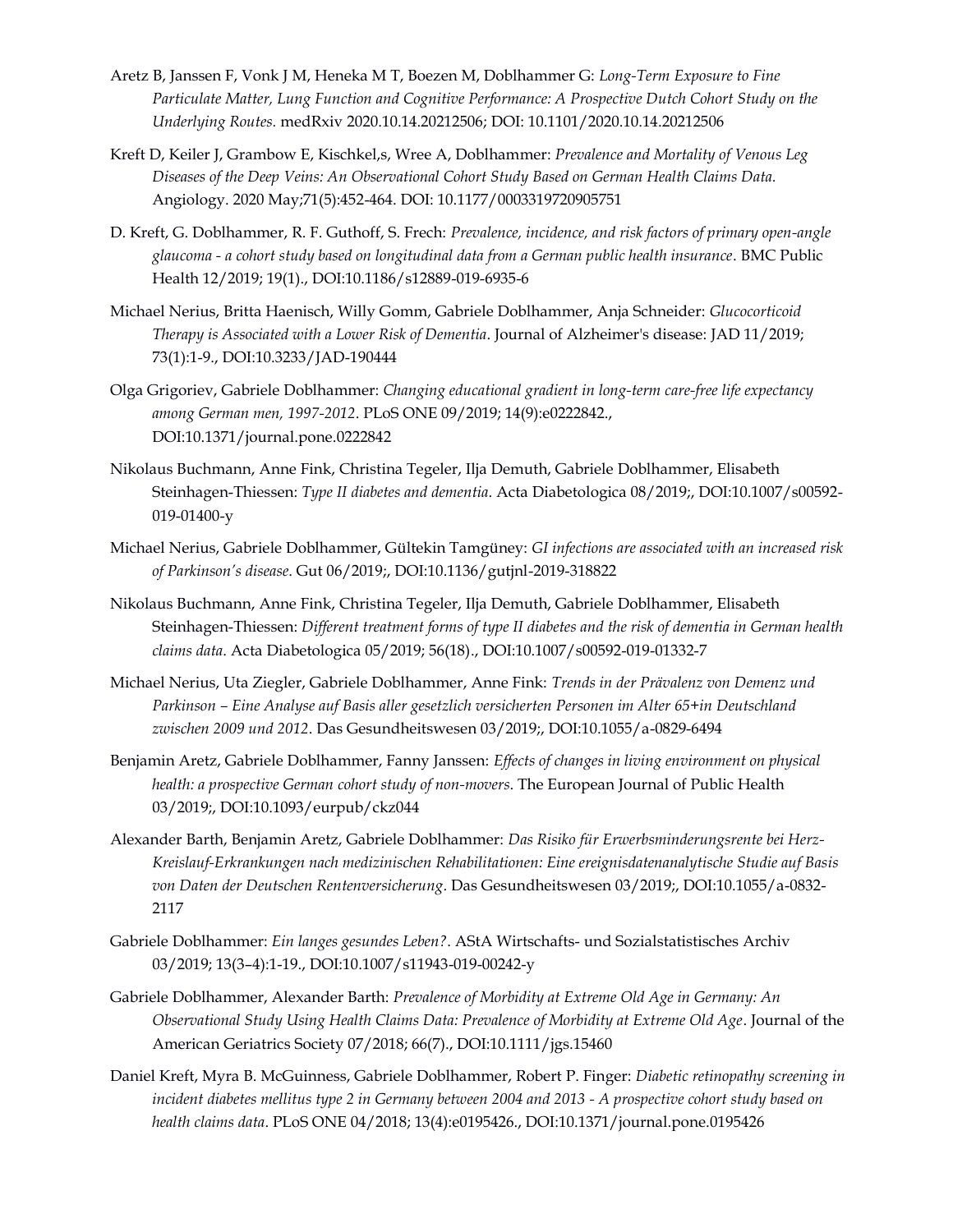Aretz B, Janssen F, Vonk J M, Heneka M T, Boezen M, Doblhammer G: *Long-Term Exposure to Fine Particulate Matter, Lung Function and Cognitive Performance: A Prospective Dutch Cohort Study on the Underlying Routes.* medRxiv 2020.10.14.20212506; DOI: 10.1101/2020.10.14.20212506

Kreft D, Keiler J, Grambow E, Kischkel,s, Wree A, Doblhammer: *Prevalence and Mortality of Venous Leg Diseases of the Deep Veins: An Observational Cohort Study Based on German Health Claims Data.* Angiology. 2020 May;71(5):452-464. DOI: 10.1177/0003319720905751

D. Kreft, G. Doblhammer, R. F. Guthoff, S. Frech: *Prevalence, incidence, and risk factors of primary open-angle glaucoma - a cohort study based on longitudinal data from a German public health insurance*. BMC Public Health 12/2019; 19(1)., DOI:10.1186/s12889-019-6935-6

Michael Nerius, Britta Haenisch, Willy Gomm, Gabriele Doblhammer, Anja Schneider: *Glucocorticoid Therapy is Associated with a Lower Risk of Dementia*. Journal of Alzheimer's disease: JAD 11/2019; 73(1):1-9., DOI:10.3233/JAD-190444

Olga Grigoriev, Gabriele Doblhammer: *Changing educational gradient in long-term care-free life expectancy among German men, 1997-2012*. PLoS ONE 09/2019; 14(9):e0222842., DOI:10.1371/journal.pone.0222842

Nikolaus Buchmann, Anne Fink, Christina Tegeler, Ilja Demuth, Gabriele Doblhammer, Elisabeth Steinhagen-Thiessen: *Type II diabetes and dementia*. Acta Diabetologica 08/2019;, DOI:10.1007/s00592-019-01400-y

Michael Nerius, Gabriele Doblhammer, Gültekin Tamgüney: *GI infections are associated with an increased risk of Parkinson's disease*. Gut 06/2019;, DOI:10.1136/gutjnl-2019-318822

Nikolaus Buchmann, Anne Fink, Christina Tegeler, Ilja Demuth, Gabriele Doblhammer, Elisabeth Steinhagen-Thiessen: *Different treatment forms of type II diabetes and the risk of dementia in German health claims data*. Acta Diabetologica 05/2019; 56(18)., DOI:10.1007/s00592-019-01332-7

Michael Nerius, Uta Ziegler, Gabriele Doblhammer, Anne Fink: *Trends in der Prävalenz von Demenz und Parkinson – Eine Analyse auf Basis aller gesetzlich versicherten Personen im Alter 65+in Deutschland zwischen 2009 und 2012*. Das Gesundheitswesen 03/2019;, DOI:10.1055/a-0829-6494

Benjamin Aretz, Gabriele Doblhammer, Fanny Janssen: *Effects of changes in living environment on physical health: a prospective German cohort study of non-movers*. The European Journal of Public Health 03/2019;, DOI:10.1093/eurpub/ckz044

Alexander Barth, Benjamin Aretz, Gabriele Doblhammer: *Das Risiko für Erwerbsminderungsrente bei Herz-Kreislauf-Erkrankungen nach medizinischen Rehabilitationen: Eine ereignisdatenanalytische Studie auf Basis von Daten der Deutschen Rentenversicherung*. Das Gesundheitswesen 03/2019;, DOI:10.1055/a-0832-2117

Gabriele Doblhammer: *Ein langes gesundes Leben?*. AStA Wirtschafts- und Sozialstatistisches Archiv 03/2019; 13(3–4):1-19., DOI:10.1007/s11943-019-00242-y

Gabriele Doblhammer, Alexander Barth: *Prevalence of Morbidity at Extreme Old Age in Germany: An Observational Study Using Health Claims Data: Prevalence of Morbidity at Extreme Old Age*. Journal of the American Geriatrics Society 07/2018; 66(7)., DOI:10.1111/jgs.15460

Daniel Kreft, Myra B. McGuinness, Gabriele Doblhammer, Robert P. Finger: *Diabetic retinopathy screening in incident diabetes mellitus type 2 in Germany between 2004 and 2013 - A prospective cohort study based on health claims data*. PLoS ONE 04/2018; 13(4):e0195426., DOI:10.1371/journal.pone.0195426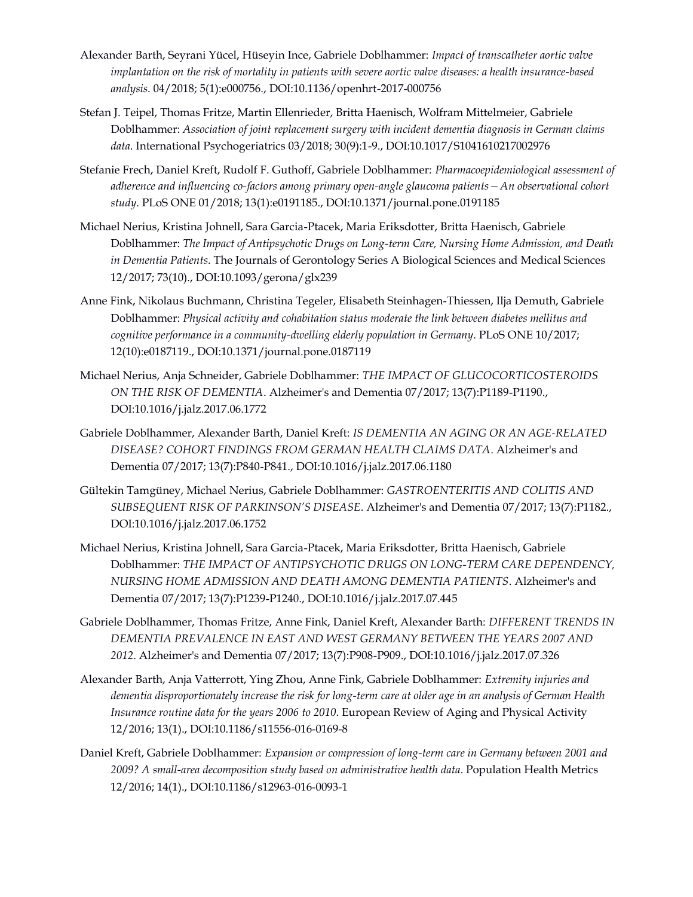Alexander Barth, Seyrani Yücel, Hüseyin Ince, Gabriele Doblhammer: *Impact of transcatheter aortic valve implantation on the risk of mortality in patients with severe aortic valve diseases: a health insurance-based analysis*. 04/2018; 5(1):e000756., DOI:10.1136/openhrt-2017-000756

Stefan J. Teipel, Thomas Fritze, Martin Ellenrieder, Britta Haenisch, Wolfram Mittelmeier, Gabriele Doblhammer: *Association of joint replacement surgery with incident dementia diagnosis in German claims data*. International Psychogeriatrics 03/2018; 30(9):1-9., DOI:10.1017/S1041610217002976

Stefanie Frech, Daniel Kreft, Rudolf F. Guthoff, Gabriele Doblhammer: *Pharmacoepidemiological assessment of adherence and influencing co-factors among primary open-angle glaucoma patients – An observational cohort study*. PLoS ONE 01/2018; 13(1):e0191185., DOI:10.1371/journal.pone.0191185

Michael Nerius, Kristina Johnell, Sara Garcia-Ptacek, Maria Eriksdotter, Britta Haenisch, Gabriele Doblhammer: *The Impact of Antipsychotic Drugs on Long-term Care, Nursing Home Admission, and Death in Dementia Patients*. The Journals of Gerontology Series A Biological Sciences and Medical Sciences 12/2017; 73(10)., DOI:10.1093/gerona/glx239

Anne Fink, Nikolaus Buchmann, Christina Tegeler, Elisabeth Steinhagen-Thiessen, Ilja Demuth, Gabriele Doblhammer: *Physical activity and cohabitation status moderate the link between diabetes mellitus and cognitive performance in a community-dwelling elderly population in Germany*. PLoS ONE 10/2017; 12(10):e0187119., DOI:10.1371/journal.pone.0187119

Michael Nerius, Anja Schneider, Gabriele Doblhammer: *THE IMPACT OF GLUCOCORTICOSTEROIDS ON THE RISK OF DEMENTIA*. Alzheimer's and Dementia 07/2017; 13(7):P1189-P1190., DOI:10.1016/j.jalz.2017.06.1772

Gabriele Doblhammer, Alexander Barth, Daniel Kreft: *IS DEMENTIA AN AGING OR AN AGE-RELATED DISEASE? COHORT FINDINGS FROM GERMAN HEALTH CLAIMS DATA*. Alzheimer's and Dementia 07/2017; 13(7):P840-P841., DOI:10.1016/j.jalz.2017.06.1180

Gültekin Tamgüney, Michael Nerius, Gabriele Doblhammer: *GASTROENTERITIS AND COLITIS AND SUBSEQUENT RISK OF PARKINSON'S DISEASE*. Alzheimer's and Dementia 07/2017; 13(7):P1182., DOI:10.1016/j.jalz.2017.06.1752

Michael Nerius, Kristina Johnell, Sara Garcia-Ptacek, Maria Eriksdotter, Britta Haenisch, Gabriele Doblhammer: *THE IMPACT OF ANTIPSYCHOTIC DRUGS ON LONG-TERM CARE DEPENDENCY, NURSING HOME ADMISSION AND DEATH AMONG DEMENTIA PATIENTS*. Alzheimer's and Dementia 07/2017; 13(7):P1239-P1240., DOI:10.1016/j.jalz.2017.07.445

Gabriele Doblhammer, Thomas Fritze, Anne Fink, Daniel Kreft, Alexander Barth: *DIFFERENT TRENDS IN DEMENTIA PREVALENCE IN EAST AND WEST GERMANY BETWEEN THE YEARS 2007 AND 2012*. Alzheimer's and Dementia 07/2017; 13(7):P908-P909., DOI:10.1016/j.jalz.2017.07.326

Alexander Barth, Anja Vatterrott, Ying Zhou, Anne Fink, Gabriele Doblhammer: *Extremity injuries and dementia disproportionately increase the risk for long-term care at older age in an analysis of German Health Insurance routine data for the years 2006 to 2010*. European Review of Aging and Physical Activity 12/2016; 13(1)., DOI:10.1186/s11556-016-0169-8

Daniel Kreft, Gabriele Doblhammer: *Expansion or compression of long-term care in Germany between 2001 and 2009? A small-area decomposition study based on administrative health data*. Population Health Metrics 12/2016; 14(1)., DOI:10.1186/s12963-016-0093-1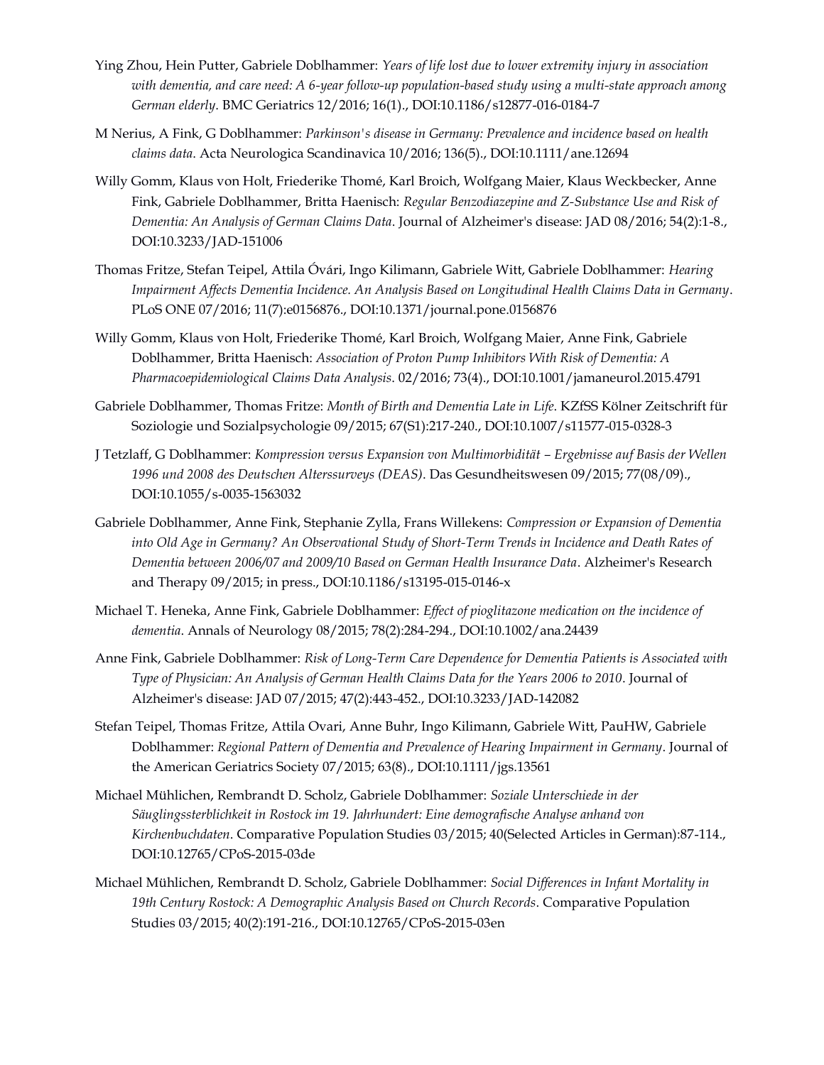Ying Zhou, Hein Putter, Gabriele Doblhammer: *Years of life lost due to lower extremity injury in association with dementia, and care need: A 6-year follow-up population-based study using a multi-state approach among German elderly*. BMC Geriatrics 12/2016; 16(1)., DOI:10.1186/s12877-016-0184-7

M Nerius, A Fink, G Doblhammer: *Parkinson's disease in Germany: Prevalence and incidence based on health claims data*. Acta Neurologica Scandinavica 10/2016; 136(5)., DOI:10.1111/ane.12694

Willy Gomm, Klaus von Holt, Friederike Thomé, Karl Broich, Wolfgang Maier, Klaus Weckbecker, Anne Fink, Gabriele Doblhammer, Britta Haenisch: *Regular Benzodiazepine and Z-Substance Use and Risk of Dementia: An Analysis of German Claims Data*. Journal of Alzheimer's disease: JAD 08/2016; 54(2):1-8., DOI:10.3233/JAD-151006

Thomas Fritze, Stefan Teipel, Attila Óvári, Ingo Kilimann, Gabriele Witt, Gabriele Doblhammer: *Hearing Impairment Affects Dementia Incidence. An Analysis Based on Longitudinal Health Claims Data in Germany*. PLoS ONE 07/2016; 11(7):e0156876., DOI:10.1371/journal.pone.0156876

Willy Gomm, Klaus von Holt, Friederike Thomé, Karl Broich, Wolfgang Maier, Anne Fink, Gabriele Doblhammer, Britta Haenisch: *Association of Proton Pump Inhibitors With Risk of Dementia: A Pharmacoepidemiological Claims Data Analysis*. 02/2016; 73(4)., DOI:10.1001/jamaneurol.2015.4791

Gabriele Doblhammer, Thomas Fritze: *Month of Birth and Dementia Late in Life*. KZfSS Kölner Zeitschrift für Soziologie und Sozialpsychologie 09/2015; 67(S1):217-240., DOI:10.1007/s11577-015-0328-3

J Tetzlaff, G Doblhammer: *Kompression versus Expansion von Multimorbidität – Ergebnisse auf Basis der Wellen 1996 und 2008 des Deutschen Alterssurveys (DEAS)*. Das Gesundheitswesen 09/2015; 77(08/09)., DOI:10.1055/s-0035-1563032

Gabriele Doblhammer, Anne Fink, Stephanie Zylla, Frans Willekens: *Compression or Expansion of Dementia into Old Age in Germany? An Observational Study of Short-Term Trends in Incidence and Death Rates of Dementia between 2006/07 and 2009/10 Based on German Health Insurance Data*. Alzheimer's Research and Therapy 09/2015; in press., DOI:10.1186/s13195-015-0146-x

Michael T. Heneka, Anne Fink, Gabriele Doblhammer: *Effect of pioglitazone medication on the incidence of dementia*. Annals of Neurology 08/2015; 78(2):284-294., DOI:10.1002/ana.24439

Anne Fink, Gabriele Doblhammer: *Risk of Long-Term Care Dependence for Dementia Patients is Associated with Type of Physician: An Analysis of German Health Claims Data for the Years 2006 to 2010*. Journal of Alzheimer's disease: JAD 07/2015; 47(2):443-452., DOI:10.3233/JAD-142082

Stefan Teipel, Thomas Fritze, Attila Ovari, Anne Buhr, Ingo Kilimann, Gabriele Witt, PauHW, Gabriele Doblhammer: *Regional Pattern of Dementia and Prevalence of Hearing Impairment in Germany*. Journal of the American Geriatrics Society 07/2015; 63(8)., DOI:10.1111/jgs.13561

Michael Mühlichen, Rembrandt D. Scholz, Gabriele Doblhammer: *Soziale Unterschiede in der Säuglingssterblichkeit in Rostock im 19. Jahrhundert: Eine demografische Analyse anhand von Kirchenbuchdaten*. Comparative Population Studies 03/2015; 40(Selected Articles in German):87-114., DOI:10.12765/CPoS-2015-03de

Michael Mühlichen, Rembrandt D. Scholz, Gabriele Doblhammer: *Social Differences in Infant Mortality in 19th Century Rostock: A Demographic Analysis Based on Church Records*. Comparative Population Studies 03/2015; 40(2):191-216., DOI:10.12765/CPoS-2015-03en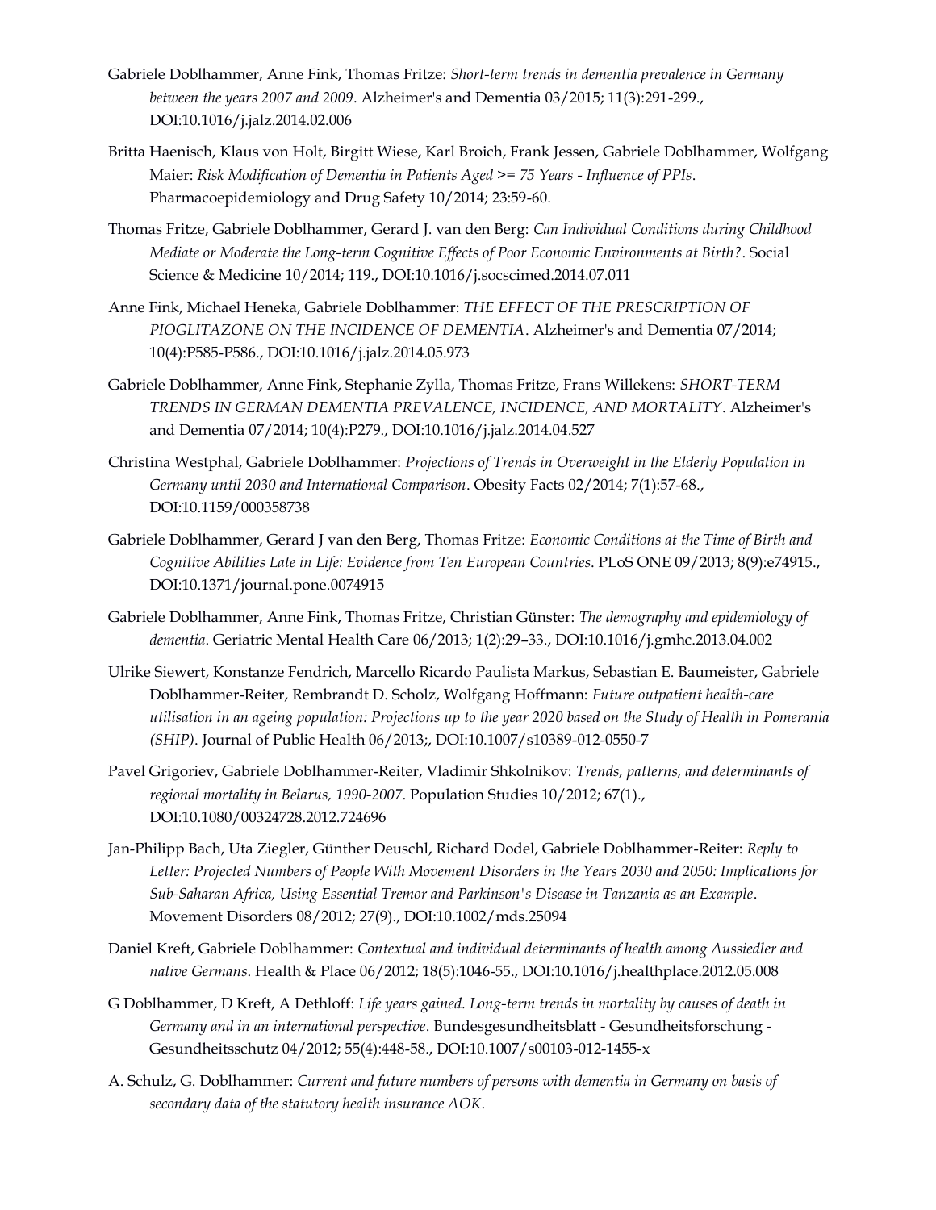Gabriele Doblhammer, Anne Fink, Thomas Fritze: *Short-term trends in dementia prevalence in Germany between the years 2007 and 2009*. Alzheimer's and Dementia 03/2015; 11(3):291-299., DOI:10.1016/j.jalz.2014.02.006

Britta Haenisch, Klaus von Holt, Birgitt Wiese, Karl Broich, Frank Jessen, Gabriele Doblhammer, Wolfgang Maier: *Risk Modification of Dementia in Patients Aged >= 75 Years - Influence of PPIs*. Pharmacoepidemiology and Drug Safety 10/2014; 23:59-60.

Thomas Fritze, Gabriele Doblhammer, Gerard J. van den Berg: *Can Individual Conditions during Childhood Mediate or Moderate the Long-term Cognitive Effects of Poor Economic Environments at Birth?*. Social Science & Medicine 10/2014; 119., DOI:10.1016/j.socscimed.2014.07.011

Anne Fink, Michael Heneka, Gabriele Doblhammer: *THE EFFECT OF THE PRESCRIPTION OF PIOGLITAZONE ON THE INCIDENCE OF DEMENTIA*. Alzheimer's and Dementia 07/2014; 10(4):P585-P586., DOI:10.1016/j.jalz.2014.05.973

Gabriele Doblhammer, Anne Fink, Stephanie Zylla, Thomas Fritze, Frans Willekens: *SHORT-TERM TRENDS IN GERMAN DEMENTIA PREVALENCE, INCIDENCE, AND MORTALITY*. Alzheimer's and Dementia 07/2014; 10(4):P279., DOI:10.1016/j.jalz.2014.04.527

Christina Westphal, Gabriele Doblhammer: *Projections of Trends in Overweight in the Elderly Population in Germany until 2030 and International Comparison*. Obesity Facts 02/2014; 7(1):57-68., DOI:10.1159/000358738

Gabriele Doblhammer, Gerard J van den Berg, Thomas Fritze: *Economic Conditions at the Time of Birth and Cognitive Abilities Late in Life: Evidence from Ten European Countries*. PLoS ONE 09/2013; 8(9):e74915., DOI:10.1371/journal.pone.0074915

Gabriele Doblhammer, Anne Fink, Thomas Fritze, Christian Günster: *The demography and epidemiology of dementia*. Geriatric Mental Health Care 06/2013; 1(2):29–33., DOI:10.1016/j.gmhc.2013.04.002

Ulrike Siewert, Konstanze Fendrich, Marcello Ricardo Paulista Markus, Sebastian E. Baumeister, Gabriele Doblhammer-Reiter, Rembrandt D. Scholz, Wolfgang Hoffmann: *Future outpatient health-care utilisation in an ageing population: Projections up to the year 2020 based on the Study of Health in Pomerania (SHIP)*. Journal of Public Health 06/2013;, DOI:10.1007/s10389-012-0550-7

Pavel Grigoriev, Gabriele Doblhammer-Reiter, Vladimir Shkolnikov: *Trends, patterns, and determinants of regional mortality in Belarus, 1990-2007*. Population Studies 10/2012; 67(1)., DOI:10.1080/00324728.2012.724696

Jan-Philipp Bach, Uta Ziegler, Günther Deuschl, Richard Dodel, Gabriele Doblhammer-Reiter: *Reply to Letter: Projected Numbers of People With Movement Disorders in the Years 2030 and 2050: Implications for Sub-Saharan Africa, Using Essential Tremor and Parkinson's Disease in Tanzania as an Example*. Movement Disorders 08/2012; 27(9)., DOI:10.1002/mds.25094

Daniel Kreft, Gabriele Doblhammer: *Contextual and individual determinants of health among Aussiedler and native Germans*. Health & Place 06/2012; 18(5):1046-55., DOI:10.1016/j.healthplace.2012.05.008

G Doblhammer, D Kreft, A Dethloff: *Life years gained. Long-term trends in mortality by causes of death in Germany and in an international perspective*. Bundesgesundheitsblatt - Gesundheitsforschung - Gesundheitsschutz 04/2012; 55(4):448-58., DOI:10.1007/s00103-012-1455-x

A. Schulz, G. Doblhammer: *Current and future numbers of persons with dementia in Germany on basis of secondary data of the statutory health insurance AOK*.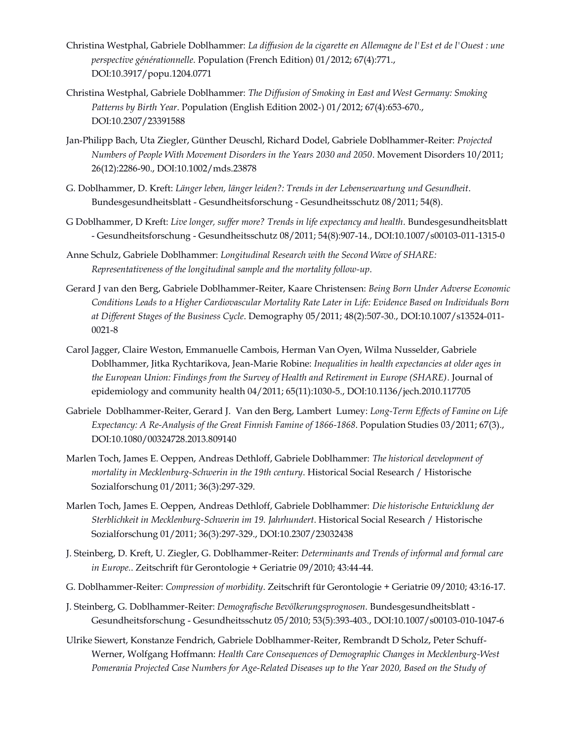Christina Westphal, Gabriele Doblhammer: *La diffusion de la cigarette en Allemagne de l'Est et de l'Ouest : une perspective générationnelle*. Population (French Edition) 01/2012; 67(4):771., DOI:10.3917/popu.1204.0771

Christina Westphal, Gabriele Doblhammer: *The Diffusion of Smoking in East and West Germany: Smoking Patterns by Birth Year*. Population (English Edition 2002-) 01/2012; 67(4):653-670., DOI:10.2307/23391588

Jan-Philipp Bach, Uta Ziegler, Günther Deuschl, Richard Dodel, Gabriele Doblhammer-Reiter: *Projected Numbers of People With Movement Disorders in the Years 2030 and 2050*. Movement Disorders 10/2011; 26(12):2286-90., DOI:10.1002/mds.23878

G. Doblhammer, D. Kreft: *Länger leben, länger leiden?: Trends in der Lebenserwartung und Gesundheit*. Bundesgesundheitsblatt - Gesundheitsforschung - Gesundheitsschutz 08/2011; 54(8).

G Doblhammer, D Kreft: *Live longer, suffer more? Trends in life expectancy and health*. Bundesgesundheitsblatt - Gesundheitsforschung - Gesundheitsschutz 08/2011; 54(8):907-14., DOI:10.1007/s00103-011-1315-0

Anne Schulz, Gabriele Doblhammer: *Longitudinal Research with the Second Wave of SHARE: Representativeness of the longitudinal sample and the mortality follow-up*.

Gerard J van den Berg, Gabriele Doblhammer-Reiter, Kaare Christensen: *Being Born Under Adverse Economic Conditions Leads to a Higher Cardiovascular Mortality Rate Later in Life: Evidence Based on Individuals Born at Different Stages of the Business Cycle*. Demography 05/2011; 48(2):507-30., DOI:10.1007/s13524-011-0021-8

Carol Jagger, Claire Weston, Emmanuelle Cambois, Herman Van Oyen, Wilma Nusselder, Gabriele Doblhammer, Jitka Rychtarikova, Jean-Marie Robine: *Inequalities in health expectancies at older ages in the European Union: Findings from the Survey of Health and Retirement in Europe (SHARE)*. Journal of epidemiology and community health 04/2011; 65(11):1030-5., DOI:10.1136/jech.2010.117705

Gabriele Doblhammer-Reiter, Gerard J. Van den Berg, Lambert Lumey: *Long-Term Effects of Famine on Life Expectancy: A Re-Analysis of the Great Finnish Famine of 1866-1868*. Population Studies 03/2011; 67(3)., DOI:10.1080/00324728.2013.809140

Marlen Toch, James E. Oeppen, Andreas Dethloff, Gabriele Doblhammer: *The historical development of mortality in Mecklenburg-Schwerin in the 19th century*. Historical Social Research / Historische Sozialforschung 01/2011; 36(3):297-329.

Marlen Toch, James E. Oeppen, Andreas Dethloff, Gabriele Doblhammer: *Die historische Entwicklung der Sterblichkeit in Mecklenburg-Schwerin im 19. Jahrhundert*. Historical Social Research / Historische Sozialforschung 01/2011; 36(3):297-329., DOI:10.2307/23032438

J. Steinberg, D. Kreft, U. Ziegler, G. Doblhammer-Reiter: *Determinants and Trends of informal and formal care in Europe.*. Zeitschrift für Gerontologie + Geriatrie 09/2010; 43:44-44.

G. Doblhammer-Reiter: *Compression of morbidity*. Zeitschrift für Gerontologie + Geriatrie 09/2010; 43:16-17.

J. Steinberg, G. Doblhammer-Reiter: *Demografische Bevölkerungsprognosen*. Bundesgesundheitsblatt - Gesundheitsforschung - Gesundheitsschutz 05/2010; 53(5):393-403., DOI:10.1007/s00103-010-1047-6

Ulrike Siewert, Konstanze Fendrich, Gabriele Doblhammer-Reiter, Rembrandt D Scholz, Peter Schuff-Werner, Wolfgang Hoffmann: *Health Care Consequences of Demographic Changes in Mecklenburg-West Pomerania Projected Case Numbers for Age-Related Diseases up to the Year 2020, Based on the Study of*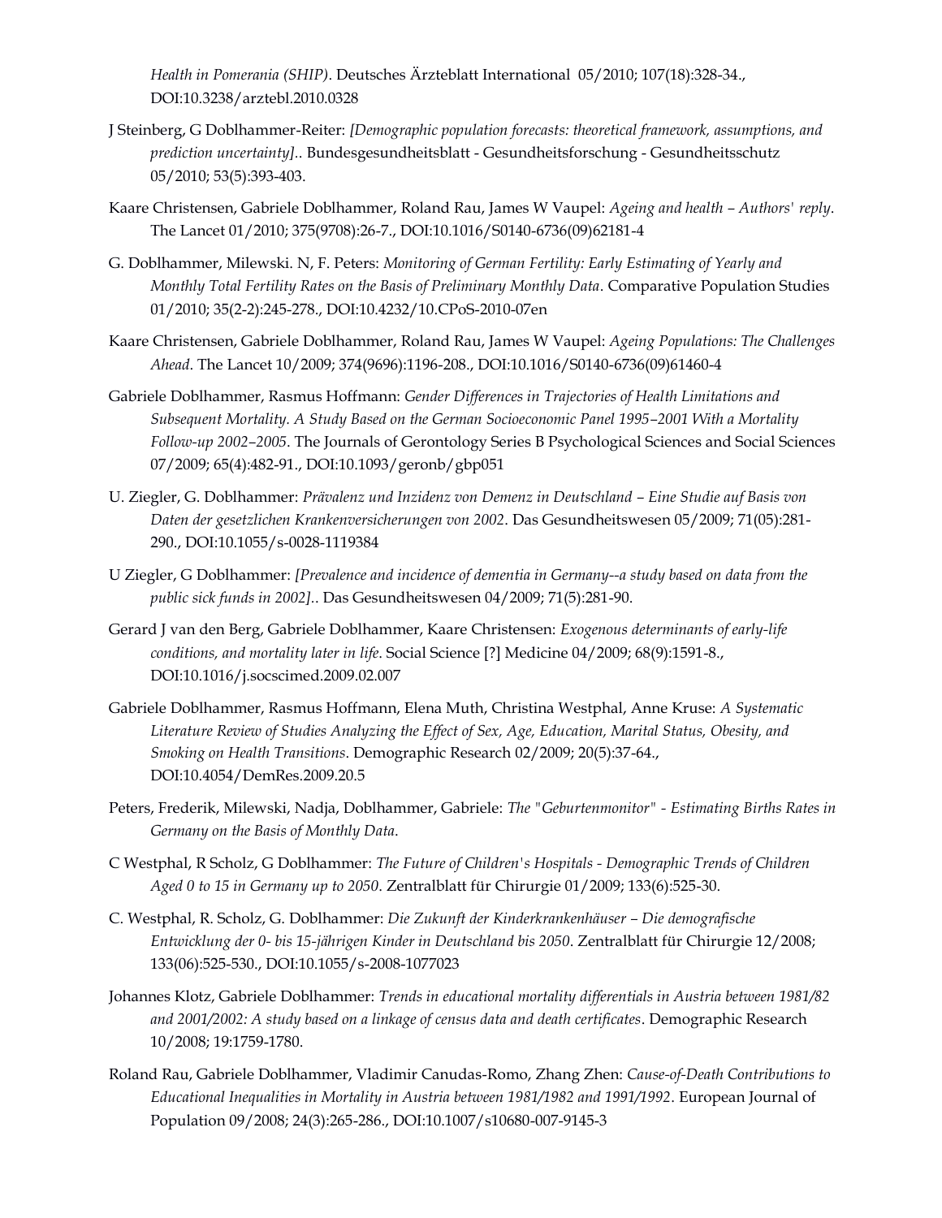*Health in Pomerania (SHIP)*. Deutsches Ärzteblatt International 05/2010; 107(18):328-34., DOI:10.3238/arztebl.2010.0328

J Steinberg, G Doblhammer-Reiter: *[Demographic population forecasts: theoretical framework, assumptions, and prediction uncertainty]*.. Bundesgesundheitsblatt - Gesundheitsforschung - Gesundheitsschutz 05/2010; 53(5):393-403.

Kaare Christensen, Gabriele Doblhammer, Roland Rau, James W Vaupel: *Ageing and health – Authors' reply*. The Lancet 01/2010; 375(9708):26-7., DOI:10.1016/S0140-6736(09)62181-4

G. Doblhammer, Milewski. N, F. Peters: *Monitoring of German Fertility: Early Estimating of Yearly and Monthly Total Fertility Rates on the Basis of Preliminary Monthly Data*. Comparative Population Studies 01/2010; 35(2-2):245-278., DOI:10.4232/10.CPoS-2010-07en

Kaare Christensen, Gabriele Doblhammer, Roland Rau, James W Vaupel: *Ageing Populations: The Challenges Ahead*. The Lancet 10/2009; 374(9696):1196-208., DOI:10.1016/S0140-6736(09)61460-4

Gabriele Doblhammer, Rasmus Hoffmann: *Gender Differences in Trajectories of Health Limitations and Subsequent Mortality. A Study Based on the German Socioeconomic Panel 1995–2001 With a Mortality Follow-up 2002–2005*. The Journals of Gerontology Series B Psychological Sciences and Social Sciences 07/2009; 65(4):482-91., DOI:10.1093/geronb/gbp051

U. Ziegler, G. Doblhammer: *Prävalenz und Inzidenz von Demenz in Deutschland – Eine Studie auf Basis von Daten der gesetzlichen Krankenversicherungen von 2002*. Das Gesundheitswesen 05/2009; 71(05):281-290., DOI:10.1055/s-0028-1119384

U Ziegler, G Doblhammer: *[Prevalence and incidence of dementia in Germany--a study based on data from the public sick funds in 2002]*.. Das Gesundheitswesen 04/2009; 71(5):281-90.

Gerard J van den Berg, Gabriele Doblhammer, Kaare Christensen: *Exogenous determinants of early-life conditions, and mortality later in life*. Social Science [?] Medicine 04/2009; 68(9):1591-8., DOI:10.1016/j.socscimed.2009.02.007

Gabriele Doblhammer, Rasmus Hoffmann, Elena Muth, Christina Westphal, Anne Kruse: *A Systematic Literature Review of Studies Analyzing the Effect of Sex, Age, Education, Marital Status, Obesity, and Smoking on Health Transitions*. Demographic Research 02/2009; 20(5):37-64., DOI:10.4054/DemRes.2009.20.5

Peters, Frederik, Milewski, Nadja, Doblhammer, Gabriele: *The "Geburtenmonitor" - Estimating Births Rates in Germany on the Basis of Monthly Data*.

C Westphal, R Scholz, G Doblhammer: *The Future of Children's Hospitals - Demographic Trends of Children Aged 0 to 15 in Germany up to 2050*. Zentralblatt für Chirurgie 01/2009; 133(6):525-30.

C. Westphal, R. Scholz, G. Doblhammer: *Die Zukunft der Kinderkrankenhäuser – Die demografische Entwicklung der 0- bis 15-jährigen Kinder in Deutschland bis 2050*. Zentralblatt für Chirurgie 12/2008; 133(06):525-530., DOI:10.1055/s-2008-1077023

Johannes Klotz, Gabriele Doblhammer: *Trends in educational mortality differentials in Austria between 1981/82 and 2001/2002: A study based on a linkage of census data and death certificates*. Demographic Research 10/2008; 19:1759-1780.

Roland Rau, Gabriele Doblhammer, Vladimir Canudas-Romo, Zhang Zhen: *Cause-of-Death Contributions to Educational Inequalities in Mortality in Austria between 1981/1982 and 1991/1992*. European Journal of Population 09/2008; 24(3):265-286., DOI:10.1007/s10680-007-9145-3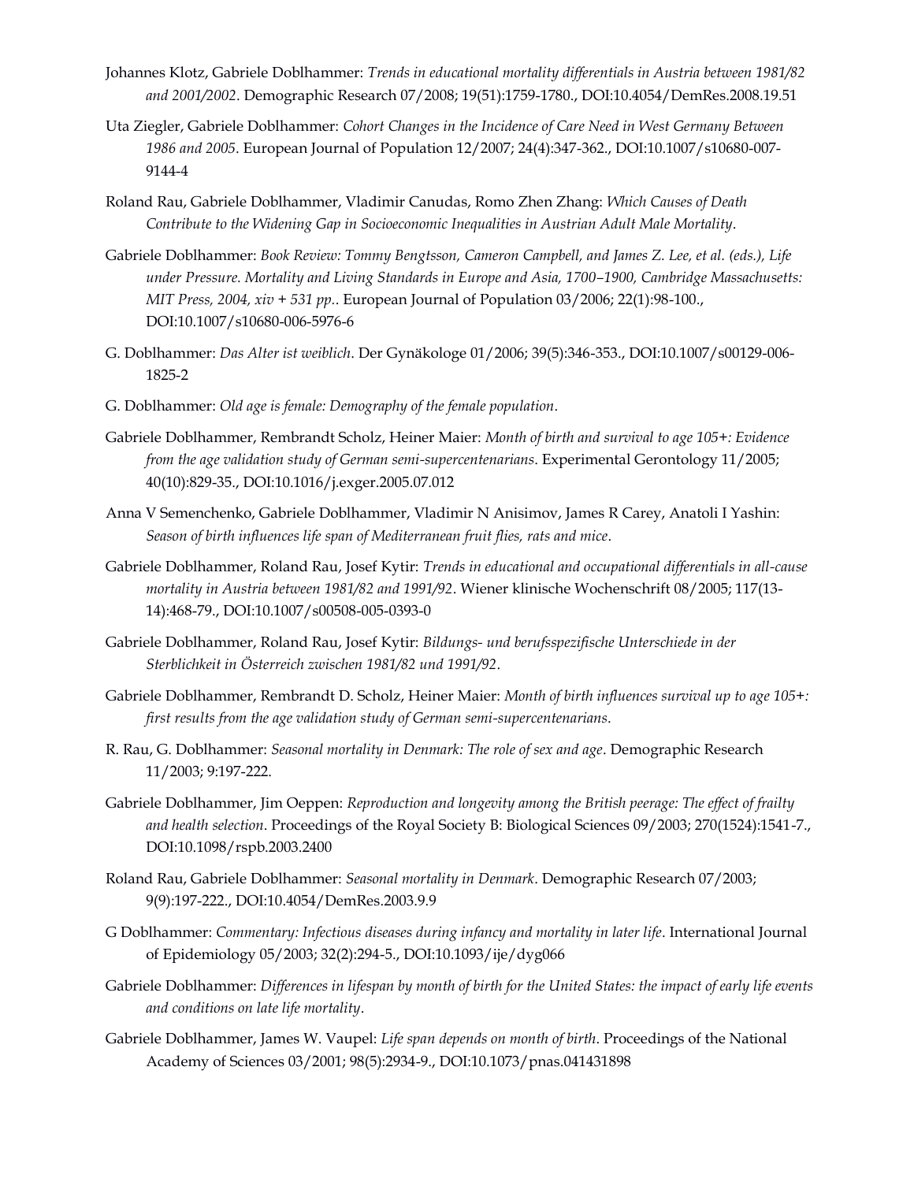Johannes Klotz, Gabriele Doblhammer: *Trends in educational mortality differentials in Austria between 1981/82 and 2001/2002*. Demographic Research 07/2008; 19(51):1759-1780., DOI:10.4054/DemRes.2008.19.51

Uta Ziegler, Gabriele Doblhammer: *Cohort Changes in the Incidence of Care Need in West Germany Between 1986 and 2005*. European Journal of Population 12/2007; 24(4):347-362., DOI:10.1007/s10680-007-9144-4

Roland Rau, Gabriele Doblhammer, Vladimir Canudas, Romo Zhen Zhang: *Which Causes of Death Contribute to the Widening Gap in Socioeconomic Inequalities in Austrian Adult Male Mortality*.

Gabriele Doblhammer: *Book Review: Tommy Bengtsson, Cameron Campbell, and James Z. Lee, et al. (eds.), Life under Pressure. Mortality and Living Standards in Europe and Asia, 1700–1900, Cambridge Massachusetts: MIT Press, 2004, xiv + 531 pp.*. European Journal of Population 03/2006; 22(1):98-100., DOI:10.1007/s10680-006-5976-6

G. Doblhammer: *Das Alter ist weiblich*. Der Gynäkologe 01/2006; 39(5):346-353., DOI:10.1007/s00129-006-1825-2

G. Doblhammer: *Old age is female: Demography of the female population*.

Gabriele Doblhammer, Rembrandt Scholz, Heiner Maier: *Month of birth and survival to age 105+: Evidence from the age validation study of German semi-supercentenarians*. Experimental Gerontology 11/2005; 40(10):829-35., DOI:10.1016/j.exger.2005.07.012

Anna V Semenchenko, Gabriele Doblhammer, Vladimir N Anisimov, James R Carey, Anatoli I Yashin: *Season of birth influences life span of Mediterranean fruit flies, rats and mice*.

Gabriele Doblhammer, Roland Rau, Josef Kytir: *Trends in educational and occupational differentials in all-cause mortality in Austria between 1981/82 and 1991/92*. Wiener klinische Wochenschrift 08/2005; 117(13-14):468-79., DOI:10.1007/s00508-005-0393-0

Gabriele Doblhammer, Roland Rau, Josef Kytir: *Bildungs- und berufsspezifische Unterschiede in der Sterblichkeit in Österreich zwischen 1981/82 und 1991/92*.

Gabriele Doblhammer, Rembrandt D. Scholz, Heiner Maier: *Month of birth influences survival up to age 105+: first results from the age validation study of German semi-supercentenarians*.

R. Rau, G. Doblhammer: *Seasonal mortality in Denmark: The role of sex and age*. Demographic Research 11/2003; 9:197-222.

Gabriele Doblhammer, Jim Oeppen: *Reproduction and longevity among the British peerage: The effect of frailty and health selection*. Proceedings of the Royal Society B: Biological Sciences 09/2003; 270(1524):1541-7., DOI:10.1098/rspb.2003.2400

Roland Rau, Gabriele Doblhammer: *Seasonal mortality in Denmark*. Demographic Research 07/2003; 9(9):197-222., DOI:10.4054/DemRes.2003.9.9

G Doblhammer: *Commentary: Infectious diseases during infancy and mortality in later life*. International Journal of Epidemiology 05/2003; 32(2):294-5., DOI:10.1093/ije/dyg066

Gabriele Doblhammer: *Differences in lifespan by month of birth for the United States: the impact of early life events and conditions on late life mortality*.

Gabriele Doblhammer, James W. Vaupel: *Life span depends on month of birth*. Proceedings of the National Academy of Sciences 03/2001; 98(5):2934-9., DOI:10.1073/pnas.041431898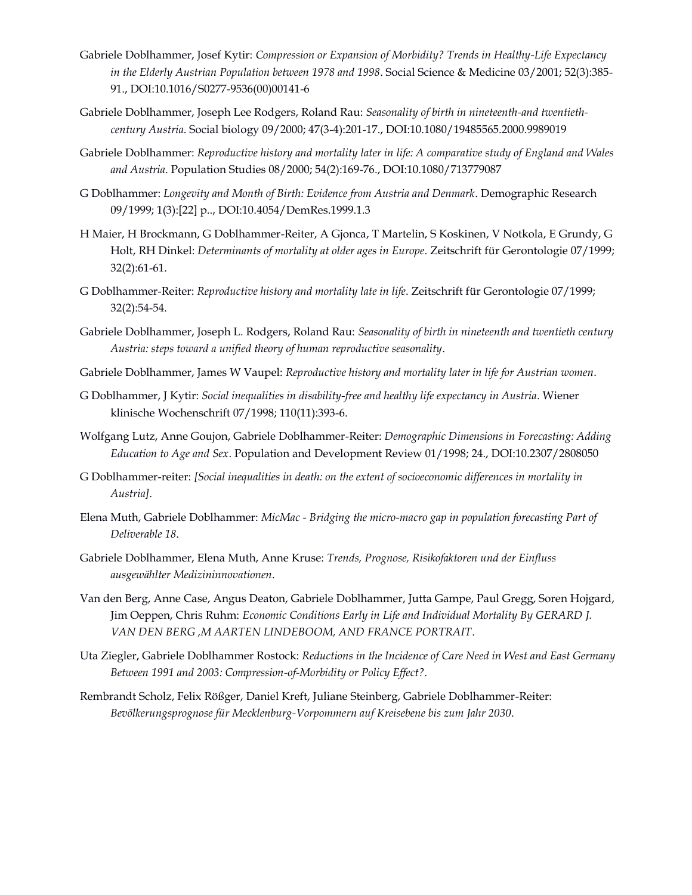Gabriele Doblhammer, Josef Kytir: *Compression or Expansion of Morbidity? Trends in Healthy-Life Expectancy in the Elderly Austrian Population between 1978 and 1998*. Social Science & Medicine 03/2001; 52(3):385-91., DOI:10.1016/S0277-9536(00)00141-6

Gabriele Doblhammer, Joseph Lee Rodgers, Roland Rau: *Seasonality of birth in nineteenth-and twentieth-century Austria*. Social biology 09/2000; 47(3-4):201-17., DOI:10.1080/19485565.2000.9989019

Gabriele Doblhammer: *Reproductive history and mortality later in life: A comparative study of England and Wales and Austria*. Population Studies 08/2000; 54(2):169-76., DOI:10.1080/713779087

G Doblhammer: *Longevity and Month of Birth: Evidence from Austria and Denmark*. Demographic Research 09/1999; 1(3):[22] p.., DOI:10.4054/DemRes.1999.1.3

H Maier, H Brockmann, G Doblhammer-Reiter, A Gjonca, T Martelin, S Koskinen, V Notkola, E Grundy, G Holt, RH Dinkel: *Determinants of mortality at older ages in Europe*. Zeitschrift für Gerontologie 07/1999; 32(2):61-61.

G Doblhammer-Reiter: *Reproductive history and mortality late in life*. Zeitschrift für Gerontologie 07/1999; 32(2):54-54.

Gabriele Doblhammer, Joseph L. Rodgers, Roland Rau: *Seasonality of birth in nineteenth and twentieth century Austria: steps toward a unified theory of human reproductive seasonality*.

Gabriele Doblhammer, James W Vaupel: *Reproductive history and mortality later in life for Austrian women*.

G Doblhammer, J Kytir: *Social inequalities in disability-free and healthy life expectancy in Austria*. Wiener klinische Wochenschrift 07/1998; 110(11):393-6.

Wolfgang Lutz, Anne Goujon, Gabriele Doblhammer-Reiter: *Demographic Dimensions in Forecasting: Adding Education to Age and Sex*. Population and Development Review 01/1998; 24., DOI:10.2307/2808050

G Doblhammer-reiter: *[Social inequalities in death: on the extent of socioeconomic differences in mortality in Austria]*.

Elena Muth, Gabriele Doblhammer: *MicMac - Bridging the micro-macro gap in population forecasting Part of Deliverable 18*.

Gabriele Doblhammer, Elena Muth, Anne Kruse: *Trends, Prognose, Risikofaktoren und der Einfluss ausgewählter Medizininnovationen*.

Van den Berg, Anne Case, Angus Deaton, Gabriele Doblhammer, Jutta Gampe, Paul Gregg, Soren Hojgard, Jim Oeppen, Chris Ruhm: *Economic Conditions Early in Life and Individual Mortality By GERARD J. VAN DEN BERG ,M AARTEN LINDEBOOM, AND FRANCE PORTRAIT*.

Uta Ziegler, Gabriele Doblhammer Rostock: *Reductions in the Incidence of Care Need in West and East Germany Between 1991 and 2003: Compression-of-Morbidity or Policy Effect?*.

Rembrandt Scholz, Felix Rößger, Daniel Kreft, Juliane Steinberg, Gabriele Doblhammer-Reiter: *Bevölkerungsprognose für Mecklenburg-Vorpommern auf Kreisebene bis zum Jahr 2030*.